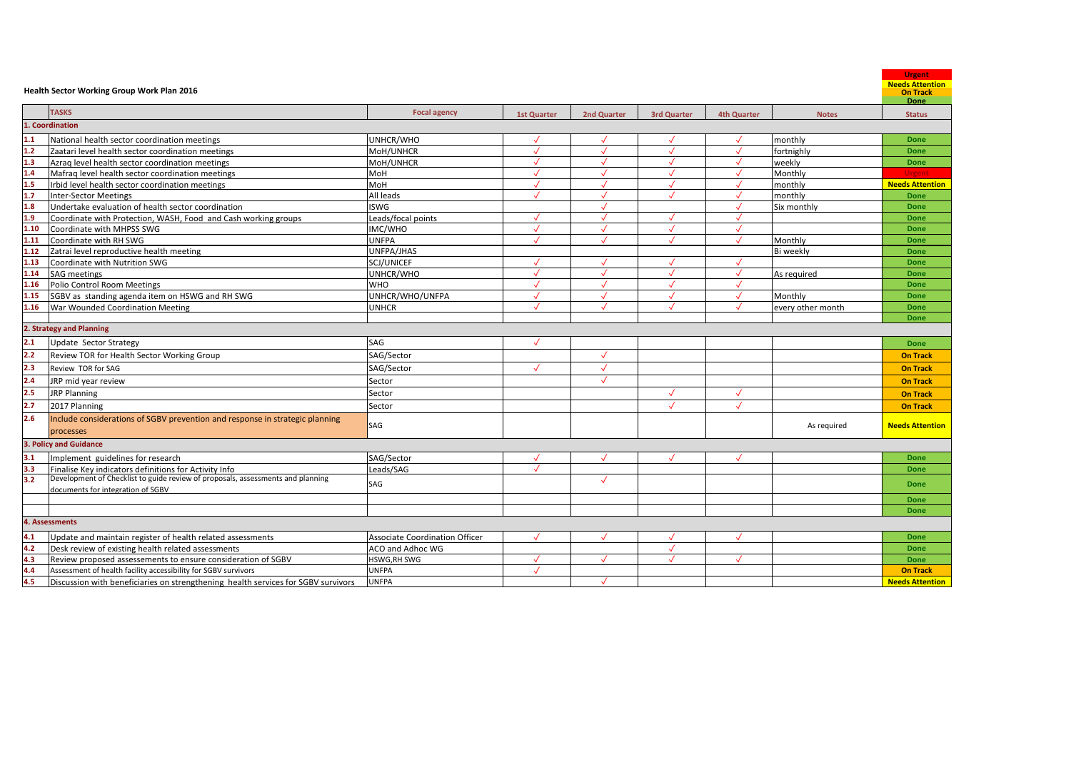**Health Sector Working Group Work Plan 2016**

Urgent
Needs Attention
On Track
Done

| | TASKS | Focal agency | 1st Quarter | 2nd Quarter | 3rd Quarter | 4th Quarter | Notes | Status |
|---|---|---|---|---|---|---|---|---|
| **1. Coordination** | | | | | | | | |
| 1.1 | National health sector coordination meetings | UNHCR/WHO | √ | √ | √ | √ | monthly | Done |
| 1.2 | Zaatari level health sector coordination meetings | MoH/UNHCR | √ | √ | √ | √ | fortnighly | Done |
| 1.3 | Azraq level health sector coordination meetings | MoH/UNHCR | √ | √ | √ | √ | weekly | Done |
| 1.4 | Mafraq level health sector coordination meetings | MoH | √ | √ | √ | √ | Monthly | Urgent |
| 1.5 | Irbid level health sector coordination meetings | MoH | √ | √ | √ | √ | monthly | Needs Attention |
| 1.7 | Inter-Sector Meetings | All leads | √ | √ | √ | √ | monthly | Done |
| 1.8 | Undertake evaluation of health sector coordination | ISWG | | √ | | √ | Six monthly | Done |
| 1.9 | Coordinate with Protection, WASH, Food and Cash working groups | Leads/focal points | √ | √ | √ | √ | | Done |
| 1.10 | Coordinate with MHPSS SWG | IMC/WHO | √ | √ | √ | √ | | Done |
| 1.11 | Coordinate with RH SWG | UNFPA | √ | √ | √ | √ | Monthly | Done |
| 1.12 | Zatrai level reproductive health meeting | UNFPA/JHAS | | | | | Bi weekly | Done |
| 1.13 | Coordinate with Nutrition SWG | SCJ/UNICEF | √ | √ | √ | √ | | Done |
| 1.14 | SAG meetings | UNHCR/WHO | √ | √ | √ | √ | As required | Done |
| 1.16 | Polio Control Room Meetings | WHO | √ | √ | √ | √ | | Done |
| 1.15 | SGBV as standing agenda item on HSWG and RH SWG | UNHCR/WHO/UNFPA | √ | √ | √ | √ | Monthly | Done |
| 1.16 | War Wounded Coordination Meeting | UNHCR | √ | √ | √ | √ | every other month | Done |
| | | | | | | | | Done |
| **2. Strategy and Planning** | | | | | | | | |
| 2.1 | Update Sector Strategy | SAG | √ | | | | | Done |
| 2.2 | Review TOR for Health Sector Working Group | SAG/Sector | | √ | | | | On Track |
| 2.3 | Review TOR for SAG | SAG/Sector | √ | √ | | | | On Track |
| 2.4 | JRP mid year review | Sector | | √ | | | | On Track |
| 2.5 | JRP Planning | Sector | | | √ | √ | | On Track |
| 2.7 | 2017 Planning | Sector | | | √ | √ | | On Track |
| 2.6 | Include considerations of SGBV prevention and response in strategic planning processes | SAG | | | | | As required | Needs Attention |
| **3. Policy and Guidance** | | | | | | | | |
| 3.1 | Implement guidelines for research | SAG/Sector | √ | √ | √ | √ | | Done |
| 3.3 | Finalise Key indicators definitions for Activity Info | Leads/SAG | √ | | | | | Done |
| 3.2 | Development of Checklist to guide review of proposals, assessments and planning documents for integration of SGBV | SAG | | √ | | | | Done |
| | | | | | | | | Done |
| | | | | | | | | Done |
| **4. Assessments** | | | | | | | | |
| 4.1 | Update and maintain register of health related assessments | Associate Coordination Officer | √ | √ | √ | √ | | Done |
| 4.2 | Desk review of existing health related assessments | ACO and Adhoc WG | | | √ | | | Done |
| 4.3 | Review proposed assessements to ensure consideration of SGBV | HSWG,RH SWG | √ | √ | √ | √ | | Done |
| 4.4 | Assessment of health facility accessibility for SGBV survivors | UNFPA | √ | | | | | On Track |
| 4.5 | Discussion with beneficiaries on strengthening health services for SGBV survivors | UNFPA | | √ | | | | Needs Attention |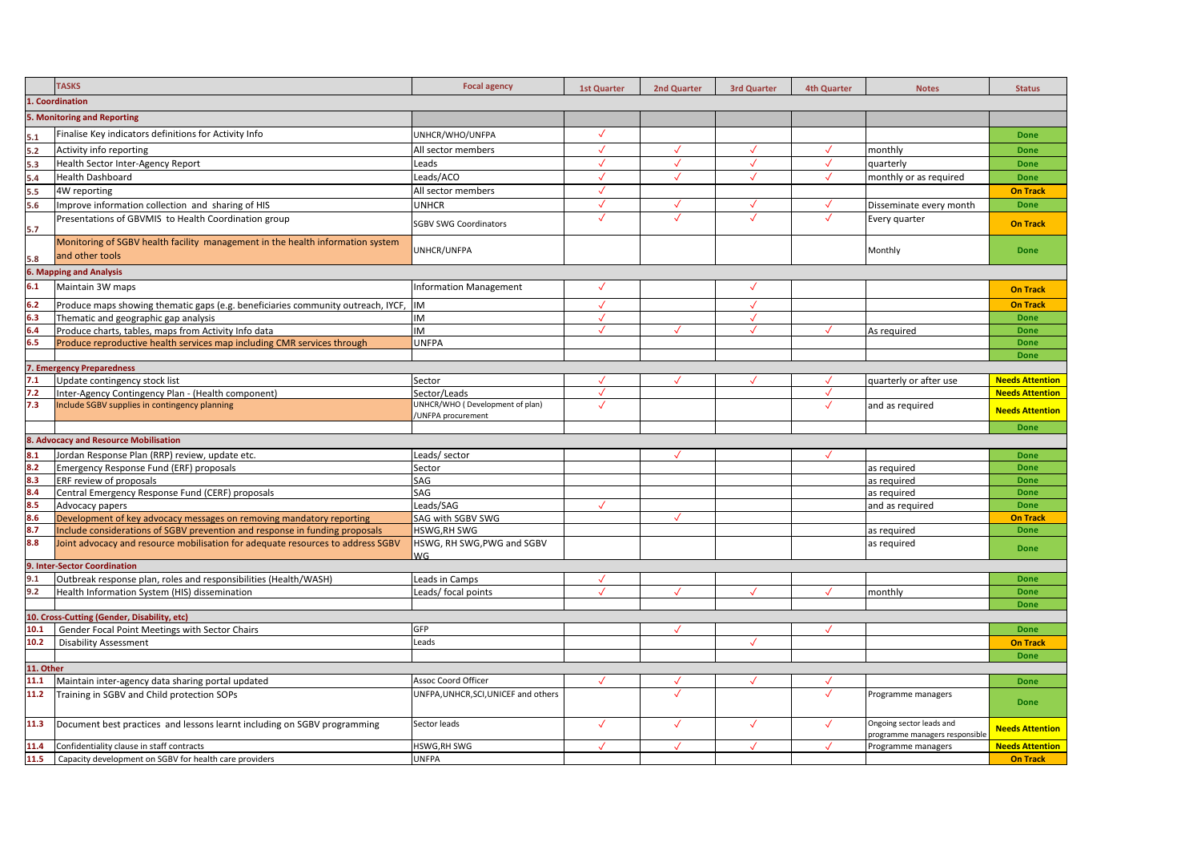| | TASKS | Focal agency | 1st Quarter | 2nd Quarter | 3rd Quarter | 4th Quarter | Notes | Status |
|---|---|---|---|---|---|---|---|---|
| 1. Coordination | | | | | | | | |
| 5. Monitoring and Reporting | | | | | | | | |
| 5.1 | Finalise Key indicators definitions for Activity Info | UNHCR/WHO/UNFPA | √ | | | | | Done |
| 5.2 | Activity info reporting | All sector members | √ | √ | √ | √ | monthly | Done |
| 5.3 | Health Sector Inter-Agency Report | Leads | √ | √ | √ | √ | quarterly | Done |
| 5.4 | Health Dashboard | Leads/ACO | √ | √ | √ | √ | monthly or as required | Done |
| 5.5 | 4W reporting | All sector members | √ | | | | | On Track |
| 5.6 | Improve information collection and sharing of HIS | UNHCR | √ | √ | √ | √ | Disseminate every month | Done |
| 5.7 | Presentations of GBVMIS to Health Coordination group | SGBV SWG Coordinators | √ | √ | √ | √ | Every quarter | On Track |
| 5.8 | Monitoring of SGBV health facility management in the health information system and other tools | UNHCR/UNFPA | | | | | Monthly | Done |
| 6. Mapping and Analysis | | | | | | | | |
| 6.1 | Maintain 3W maps | Information Management | √ | | √ | | | On Track |
| 6.2 | Produce maps showing thematic gaps (e.g. beneficiaries community outreach, IYCF, | IM | √ | | √ | | | On Track |
| 6.3 | Thematic and geographic gap analysis | IM | √ | | √ | | | Done |
| 6.4 | Produce charts, tables, maps from Activity Info data | IM | √ | √ | √ | √ | As required | Done |
| 6.5 | Produce reproductive health services map including CMR services through | UNFPA | | | | | | Done |
| | | | | | | | | Done |
| 7. Emergency Preparedness | | | | | | | | |
| 7.1 | Update contingency stock list | Sector | √ | √ | √ | √ | quarterly or after use | Needs Attention |
| 7.2 | Inter-Agency Contingency Plan - (Health component) | Sector/Leads | √ | | | √ | | Needs Attention |
| 7.3 | Include SGBV supplies in contingency planning | UNHCR/WHO ( Development of plan) /UNFPA procurement | √ | | | √ | and as required | Needs Attention |
| | | | | | | | | Done |
| 8. Advocacy and Resource Mobilisation | | | | | | | | |
| 8.1 | Jordan Response Plan (RRP) review, update etc. | Leads/ sector | | √ | | √ | | Done |
| 8.2 | Emergency Response Fund (ERF) proposals | Sector | | | | | as required | Done |
| 8.3 | ERF review of proposals | SAG | | | | | as required | Done |
| 8.4 | Central Emergency Response Fund (CERF) proposals | SAG | | | | | as required | Done |
| 8.5 | Advocacy papers | Leads/SAG | √ | | | | and as required | Done |
| 8.6 | Development of key advocacy messages on removing mandatory reporting | SAG with SGBV SWG | | √ | | | | On Track |
| 8.7 | Include considerations of SGBV prevention and response in funding proposals | HSWG,RH SWG | | | | | as required | Done |
| 8.8 | Joint advocacy and resource mobilisation for adequate resources to address SGBV | HSWG, RH SWG,PWG and SGBV WG | | | | | as required | Done |
| 9. Inter-Sector Coordination | | | | | | | | |
| 9.1 | Outbreak response plan, roles and responsibilities (Health/WASH) | Leads in Camps | √ | | | | | Done |
| 9.2 | Health Information System (HIS) dissemination | Leads/ focal points | √ | √ | √ | √ | monthly | Done |
| | | | | | | | | Done |
| 10. Cross-Cutting (Gender, Disability, etc) | | | | | | | | |
| 10.1 | Gender Focal Point Meetings with Sector Chairs | GFP | | √ | | √ | | Done |
| 10.2 | Disability Assessment | Leads | | | √ | | | On Track |
| | | | | | | | | Done |
| 11. Other | | | | | | | | |
| 11.1 | Maintain inter-agency data sharing portal updated | Assoc Coord Officer | √ | √ | √ | √ | | Done |
| 11.2 | Training in SGBV and Child protection SOPs | UNFPA,UNHCR,SCI,UNICEF and others | | √ | | √ | Programme managers | Done |
| 11.3 | Document best practices and lessons learnt including on SGBV programming | Sector leads | √ | √ | √ | √ | Ongoing sector leads and programme managers responsible | Needs Attention |
| 11.4 | Confidentiality clause in staff contracts | HSWG,RH SWG | √ | √ | √ | √ | Programme managers | Needs Attention |
| 11.5 | Capacity development on SGBV for health care providers | UNFPA | | | | | | On Track |